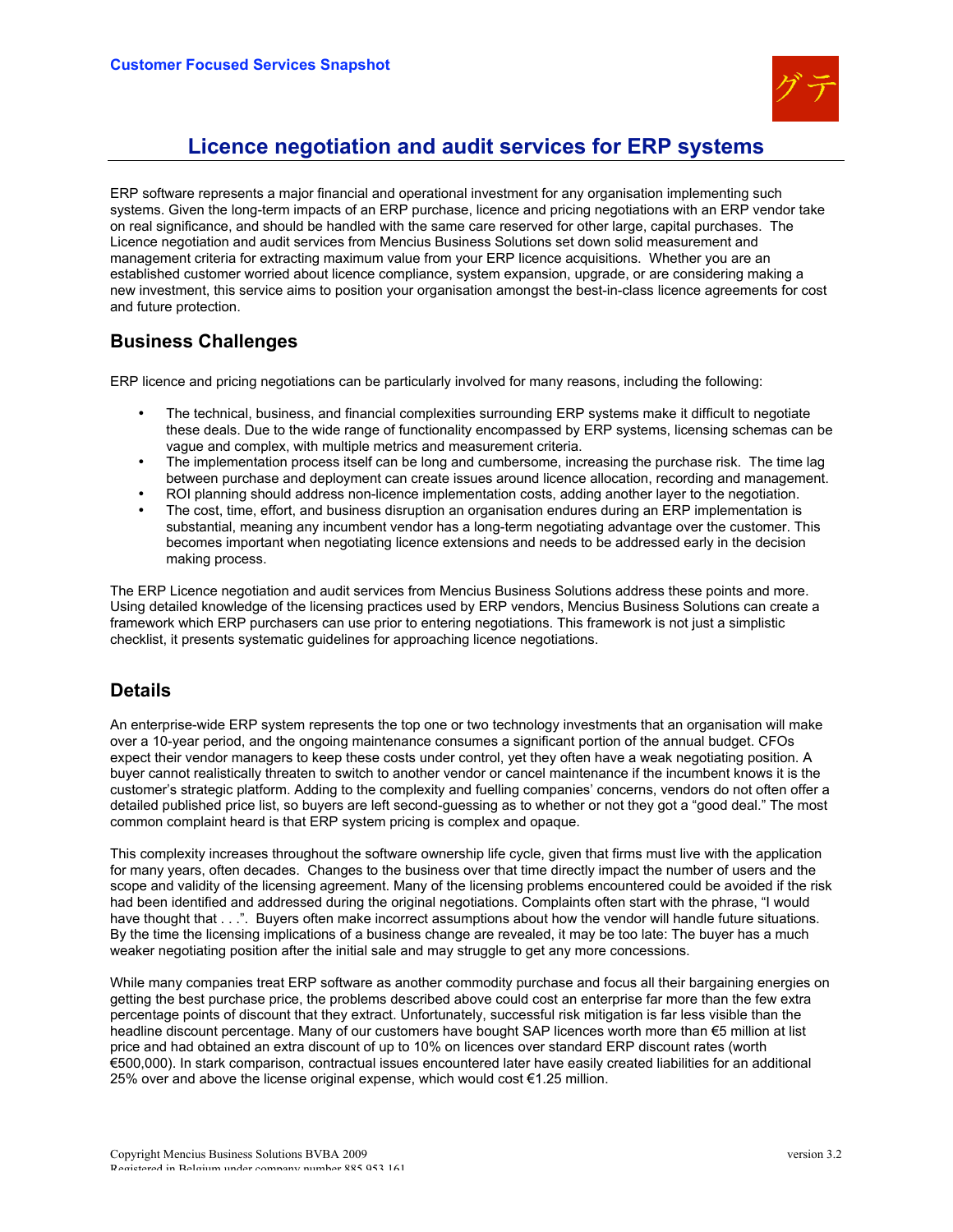**Customer Focused Services Snapshot**

# Licence negotiation and audit services for ERP systems

ERP software represents a major financial and operational investment for any organisation implementing such systems. Given the long-term impacts of an ERP purchase, licence and pricing negotiations with an ERP vendor take on real significance, and should be handled with the same care reserved for other large, capital purchases. The Licence negotiation and audit services from Mencius Business Solutions set down solid measurement and management criteria for extracting maximum value from your ERP licence acquisitions. Whether you are an established customer worried about licence compliance, system expansion, upgrade, or are considering making a new investment, this service aims to position your organisation amongst the best-in-class licence agreements for cost and future protection.

## Business Challenges

ERP licence and pricing negotiations can be particularly involved for many reasons, including the following:

- The technical, business, and financial complexities surrounding ERP systems make it difficult to negotiate these deals. Due to the wide range of functionality encompassed by ERP systems, licensing schemas can be vague and complex, with multiple metrics and measurement criteria.
- The implementation process itself can be long and cumbersome, increasing the purchase risk. The time lag between purchase and deployment can create issues around licence allocation, recording and management.
- ROI planning should address non-licence implementation costs, adding another layer to the negotiation.
- The cost, time, effort, and business disruption an organisation endures during an ERP implementation is substantial, meaning any incumbent vendor has a long-term negotiating advantage over the customer. This becomes important when negotiating licence extensions and needs to be addressed early in the decision making process.

The ERP Licence negotiation and audit services from Mencius Business Solutions address these points and more. Using detailed knowledge of the licensing practices used by ERP vendors, Mencius Business Solutions can create a framework which ERP purchasers can use prior to entering negotiations. This framework is not just a simplistic checklist, it presents systematic guidelines for approaching licence negotiations.

## Details

An enterprise-wide ERP system represents the top one or two technology investments that an organisation will make over a 10-year period, and the ongoing maintenance consumes a significant portion of the annual budget. CFOs expect their vendor managers to keep these costs under control, yet they often have a weak negotiating position. A buyer cannot realistically threaten to switch to another vendor or cancel maintenance if the incumbent knows it is the customer's strategic platform. Adding to the complexity and fuelling companies' concerns, vendors do not often offer a detailed published price list, so buyers are left second-guessing as to whether or not they got a "good deal." The most common complaint heard is that ERP system pricing is complex and opaque.

This complexity increases throughout the software ownership life cycle, given that firms must live with the application for many years, often decades. Changes to the business over that time directly impact the number of users and the scope and validity of the licensing agreement. Many of the licensing problems encountered could be avoided if the risk had been identified and addressed during the original negotiations. Complaints often start with the phrase, "I would have thought that . . .". Buyers often make incorrect assumptions about how the vendor will handle future situations. By the time the licensing implications of a business change are revealed, it may be too late: The buyer has a much weaker negotiating position after the initial sale and may struggle to get any more concessions.

While many companies treat ERP software as another commodity purchase and focus all their bargaining energies on getting the best purchase price, the problems described above could cost an enterprise far more than the few extra percentage points of discount that they extract. Unfortunately, successful risk mitigation is far less visible than the headline discount percentage. Many of our customers have bought SAP licences worth more than €5 million at list price and had obtained an extra discount of up to 10% on licences over standard ERP discount rates (worth €500,000). In stark comparison, contractual issues encountered later have easily created liabilities for an additional 25% over and above the license original expense, which would cost €1.25 million.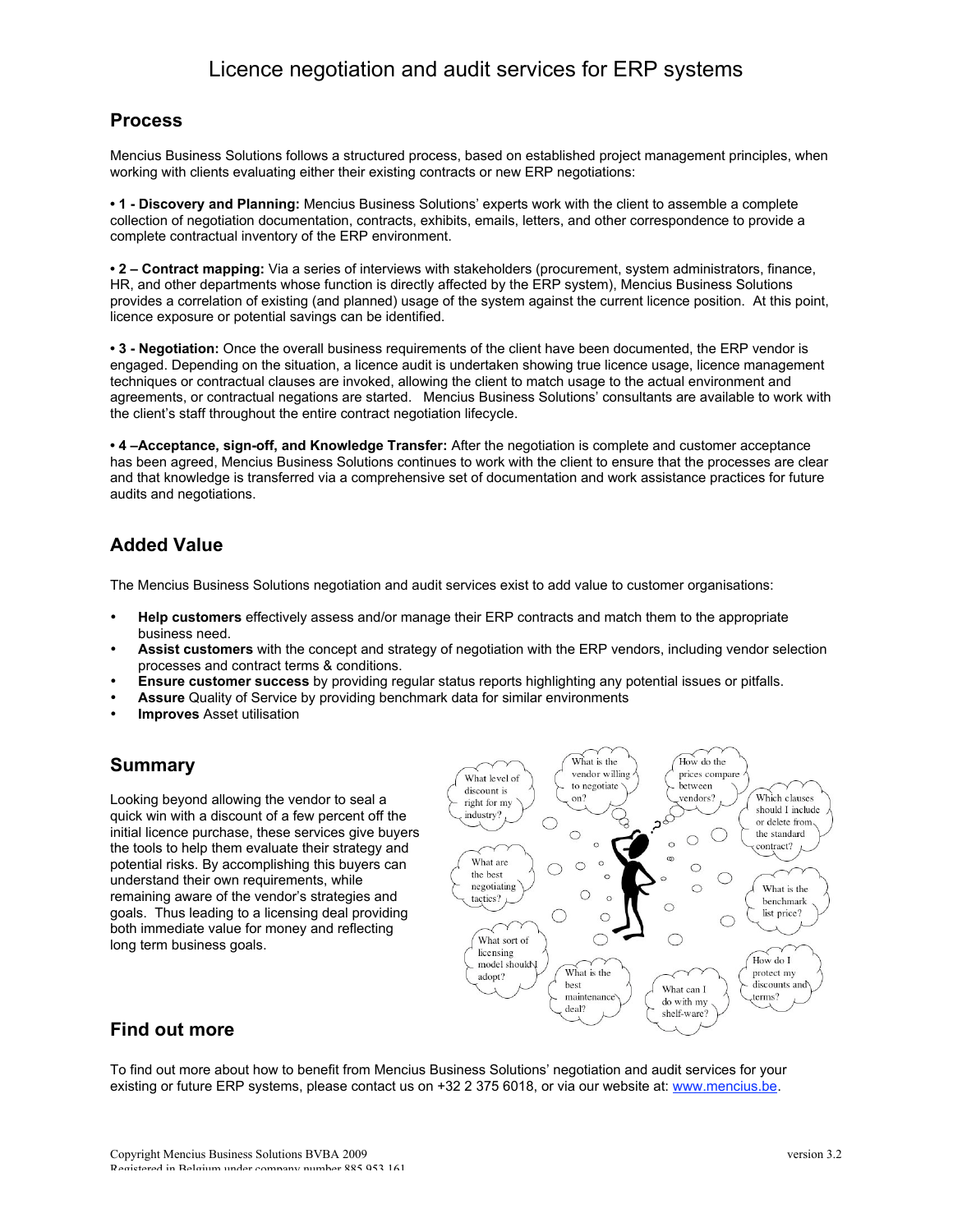# Licence negotiation and audit services for ERP systems

## Process

Mencius Business Solutions follows a structured process, based on established project management principles, when working with clients evaluating either their existing contracts or new ERP negotiations:

**• 1 - Discovery and Planning:** Mencius Business Solutions' experts work with the client to assemble a complete collection of negotiation documentation, contracts, exhibits, emails, letters, and other correspondence to provide a complete contractual inventory of the ERP environment.

**• 2 – Contract mapping:** Via a series of interviews with stakeholders (procurement, system administrators, finance, HR, and other departments whose function is directly affected by the ERP system), Mencius Business Solutions provides a correlation of existing (and planned) usage of the system against the current licence position. At this point, licence exposure or potential savings can be identified.

**• 3 - Negotiation:** Once the overall business requirements of the client have been documented, the ERP vendor is engaged. Depending on the situation, a licence audit is undertaken showing true licence usage, licence management techniques or contractual clauses are invoked, allowing the client to match usage to the actual environment and agreements, or contractual negations are started. Mencius Business Solutions' consultants are available to work with the client's staff throughout the entire contract negotiation lifecycle.

**• 4 –Acceptance, sign-off, and Knowledge Transfer:** After the negotiation is complete and customer acceptance has been agreed, Mencius Business Solutions continues to work with the client to ensure that the processes are clear and that knowledge is transferred via a comprehensive set of documentation and work assistance practices for future audits and negotiations.

## Added Value

The Mencius Business Solutions negotiation and audit services exist to add value to customer organisations:

- **Help customers** effectively assess and/or manage their ERP contracts and match them to the appropriate business need.
- **Assist customers** with the concept and strategy of negotiation with the ERP vendors, including vendor selection processes and contract terms & conditions.
- **Ensure customer success** by providing regular status reports highlighting any potential issues or pitfalls.
- **Assure** Quality of Service by providing benchmark data for similar environments
- **Improves** Asset utilisation

## Summary

Looking beyond allowing the vendor to seal a quick win with a discount of a few percent off the initial licence purchase, these services give buyers the tools to help them evaluate their strategy and potential risks. By accomplishing this buyers can understand their own requirements, while remaining aware of the vendor's strategies and goals. Thus leading to a licensing deal providing both immediate value for money and reflecting long term business goals.

What level of discount is right for my industry?
What is the vendor willing to negotiate on?
How do the prices compare between vendors?
Which clauses should I include or delete from the standard contract?
What are the best negotiating tactics?
What is the benchmark list price?
What sort of licensing model should I adopt?
What is the best maintenance deal?
What can I do with my shelf-ware?
How do I protect my discounts and terms?

## Find out more

To find out more about how to benefit from Mencius Business Solutions' negotiation and audit services for your existing or future ERP systems, please contact us on +32 2 375 6018, or via our website at: [www.mencius.be](http://www.mencius.be).